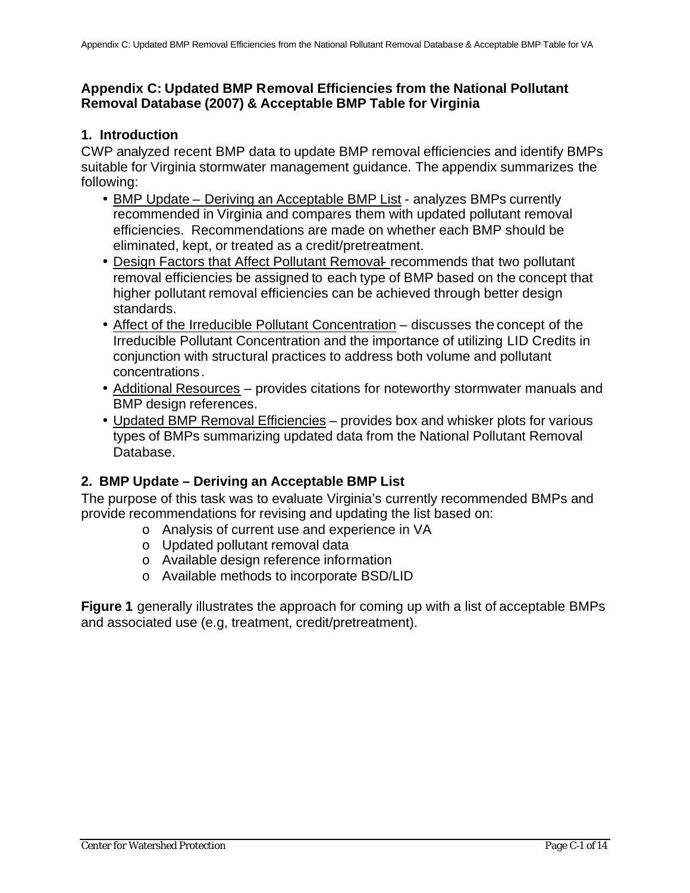# Appendix C: Updated BMP Removal Efficiencies from the National Pollutant Removal Database (2007) & Acceptable BMP Table for Virginia

## 1. Introduction

CWP analyzed recent BMP data to update BMP removal efficiencies and identify BMPs suitable for Virginia stormwater management guidance. The appendix summarizes the following:

- BMP Update – Deriving an Acceptable BMP List - analyzes BMPs currently recommended in Virginia and compares them with updated pollutant removal efficiencies. Recommendations are made on whether each BMP should be eliminated, kept, or treated as a credit/pretreatment.
- Design Factors that Affect Pollutant Removal - recommends that two pollutant removal efficiencies be assigned to each type of BMP based on the concept that higher pollutant removal efficiencies can be achieved through better design standards.
- Affect of the Irreducible Pollutant Concentration – discusses the concept of the Irreducible Pollutant Concentration and the importance of utilizing LID Credits in conjunction with structural practices to address both volume and pollutant concentrations.
- Additional Resources – provides citations for noteworthy stormwater manuals and BMP design references.
- Updated BMP Removal Efficiencies – provides box and whisker plots for various types of BMPs summarizing updated data from the National Pollutant Removal Database.

## 2. BMP Update – Deriving an Acceptable BMP List

The purpose of this task was to evaluate Virginia's currently recommended BMPs and provide recommendations for revising and updating the list based on:

- Analysis of current use and experience in VA
- Updated pollutant removal data
- Available design reference information
- Available methods to incorporate BSD/LID

**Figure 1** generally illustrates the approach for coming up with a list of acceptable BMPs and associated use (e.g, treatment, credit/pretreatment).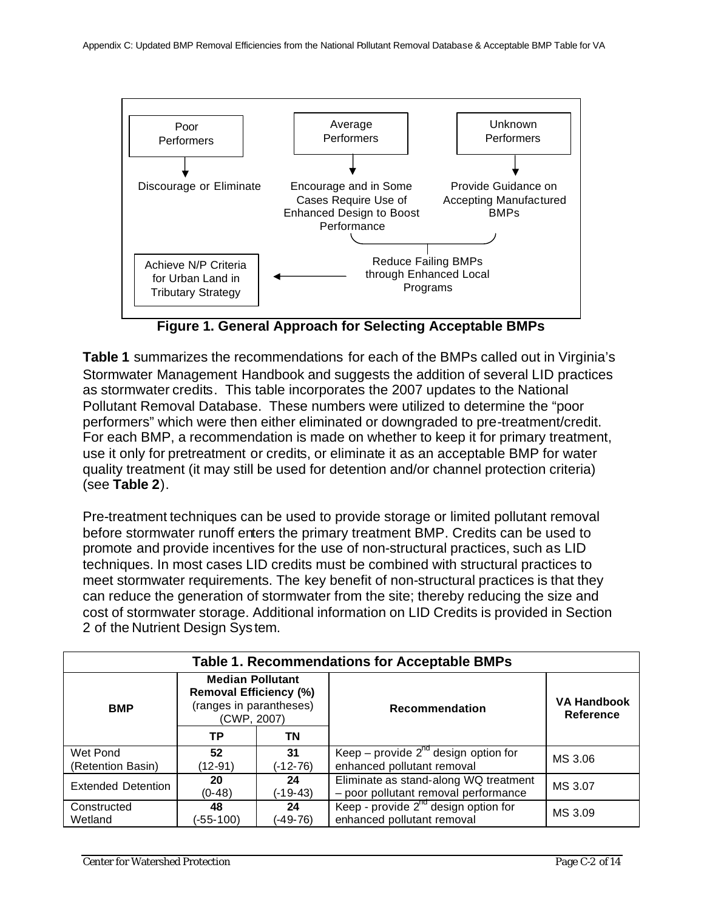Poor Performers → Discourage or Eliminate

Average Performers → Encourage and in Some Cases Require Use of Enhanced Design to Boost Performance

Unknown Performers → Provide Guidance on Accepting Manufactured BMPs

Reduce Failing BMPs through Enhanced Local Programs → Achieve N/P Criteria for Urban Land in Tributary Strategy

**Figure 1. General Approach for Selecting Acceptable BMPs**

**Table 1** summarizes the recommendations for each of the BMPs called out in Virginia's Stormwater Management Handbook and suggests the addition of several LID practices as stormwater credits. This table incorporates the 2007 updates to the National Pollutant Removal Database. These numbers were utilized to determine the "poor performers" which were then either eliminated or downgraded to pre-treatment/credit. For each BMP, a recommendation is made on whether to keep it for primary treatment, use it only for pretreatment or credits, or eliminate it as an acceptable BMP for water quality treatment (it may still be used for detention and/or channel protection criteria) (see **Table 2**).

Pre-treatment techniques can be used to provide storage or limited pollutant removal before stormwater runoff enters the primary treatment BMP. Credits can be used to promote and provide incentives for the use of non-structural practices, such as LID techniques. In most cases LID credits must be combined with structural practices to meet stormwater requirements. The key benefit of non-structural practices is that they can reduce the generation of stormwater from the site; thereby reducing the size and cost of stormwater storage. Additional information on LID Credits is provided in Section 2 of the Nutrient Design System.

**Table 1. Recommendations for Acceptable BMPs**

| BMP | Median Pollutant Removal Efficiency (%) (ranges in parantheses) (CWP, 2007) | | Recommendation | VA Handbook Reference |
|---|---|---|---|---|
| | TP | TN | | |
| Wet Pond (Retention Basin) | **52** (12-91) | **31** (-12-76) | Keep – provide 2[nd] design option for enhanced pollutant removal | MS 3.06 |
| Extended Detention | **20** (0-48) | **24** (-19-43) | Eliminate as stand-along WQ treatment – poor pollutant removal performance | MS 3.07 |
| Constructed Wetland | **48** (-55-100) | **24** (-49-76) | Keep - provide 2[nd] design option for enhanced pollutant removal | MS 3.09 |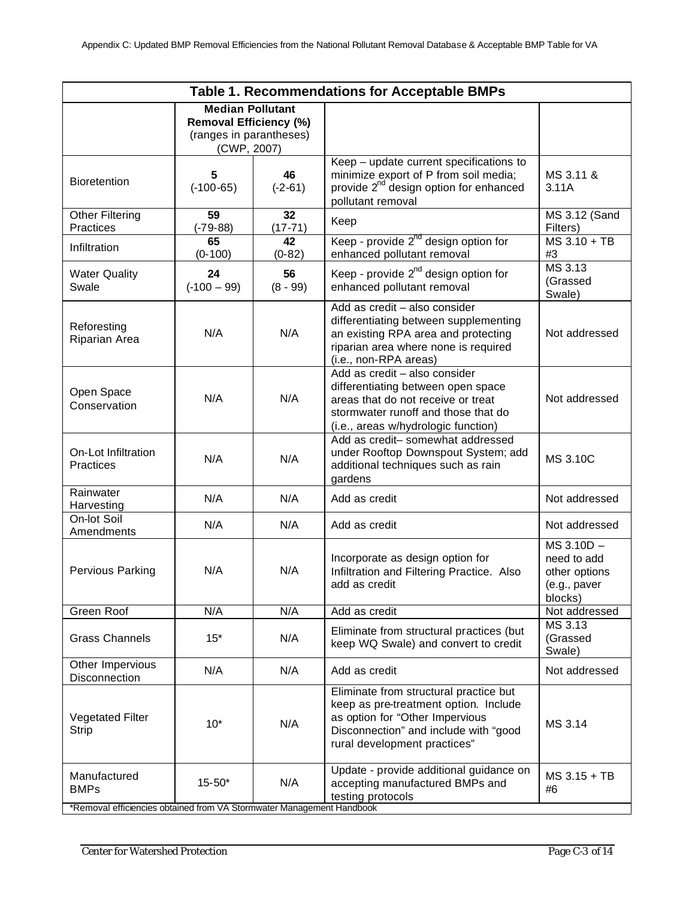**Table 1. Recommendations for Acceptable BMPs**

| | **Median Pollutant Removal Efficiency (%)** (ranges in parantheses) (CWP, 2007) | | | |
|---|---|---|---|---|
| Bioretention | **5** (-100-65) | **46** (-2-61) | Keep – update current specifications to minimize export of P from soil media; provide 2nd design option for enhanced pollutant removal | MS 3.11 & 3.11A |
| Other Filtering Practices | **59** (-79-88) | **32** (17-71) | Keep | MS 3.12 (Sand Filters) |
| Infiltration | **65** (0-100) | **42** (0-82) | Keep - provide 2nd design option for enhanced pollutant removal | MS 3.10 + TB #3 |
| Water Quality Swale | **24** (-100 – 99) | **56** (8 - 99) | Keep - provide 2nd design option for enhanced pollutant removal | MS 3.13 (Grassed Swale) |
| Reforesting Riparian Area | N/A | N/A | Add as credit – also consider differentiating between supplementing an existing RPA area and protecting riparian area where none is required (i.e., non-RPA areas) | Not addressed |
| Open Space Conservation | N/A | N/A | Add as credit – also consider differentiating between open space areas that do not receive or treat stormwater runoff and those that do (i.e., areas w/hydrologic function) | Not addressed |
| On-Lot Infiltration Practices | N/A | N/A | Add as credit– somewhat addressed under Rooftop Downspout System; add additional techniques such as rain gardens | MS 3.10C |
| Rainwater Harvesting | N/A | N/A | Add as credit | Not addressed |
| On-lot Soil Amendments | N/A | N/A | Add as credit | Not addressed |
| Pervious Parking | N/A | N/A | Incorporate as design option for Infiltration and Filtering Practice. Also add as credit | MS 3.10D – need to add other options (e.g., paver blocks) |
| Green Roof | N/A | N/A | Add as credit | Not addressed |
| Grass Channels | 15* | N/A | Eliminate from structural practices (but keep WQ Swale) and convert to credit | MS 3.13 (Grassed Swale) |
| Other Impervious Disconnection | N/A | N/A | Add as credit | Not addressed |
| Vegetated Filter Strip | 10* | N/A | Eliminate from structural practice but keep as pre-treatment option. Include as option for "Other Impervious Disconnection" and include with "good rural development practices" | MS 3.14 |
| Manufactured BMPs | 15-50* | N/A | Update - provide additional guidance on accepting manufactured BMPs and testing protocols | MS 3.15 + TB #6 |

*Removal efficiencies obtained from VA Stormwater Management Handbook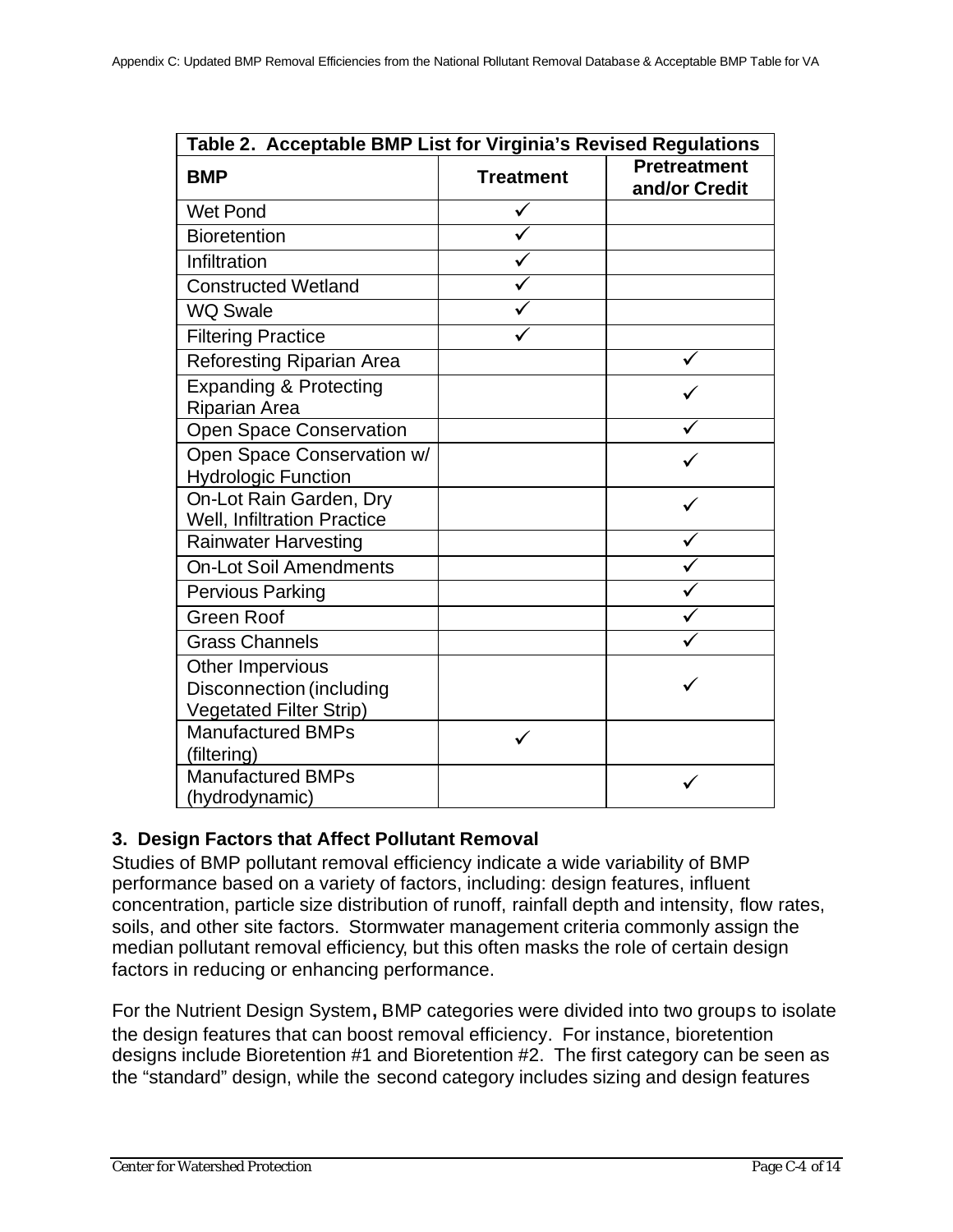| Table 2. Acceptable BMP List for Virginia's Revised Regulations | | |
|---|---|---|
| **BMP** | **Treatment** | **Pretreatment and/or Credit** |
| Wet Pond | ✓ | |
| Bioretention | ✓ | |
| Infiltration | ✓ | |
| Constructed Wetland | ✓ | |
| WQ Swale | ✓ | |
| Filtering Practice | ✓ | |
| Reforesting Riparian Area | | ✓ |
| Expanding & Protecting Riparian Area | | ✓ |
| Open Space Conservation | | ✓ |
| Open Space Conservation w/ Hydrologic Function | | ✓ |
| On-Lot Rain Garden, Dry Well, Infiltration Practice | | ✓ |
| Rainwater Harvesting | | ✓ |
| On-Lot Soil Amendments | | ✓ |
| Pervious Parking | | ✓ |
| Green Roof | | ✓ |
| Grass Channels | | ✓ |
| Other Impervious Disconnection (including Vegetated Filter Strip) | | ✓ |
| Manufactured BMPs (filtering) | ✓ | |
| Manufactured BMPs (hydrodynamic) | | ✓ |

### 3. Design Factors that Affect Pollutant Removal

Studies of BMP pollutant removal efficiency indicate a wide variability of BMP performance based on a variety of factors, including: design features, influent concentration, particle size distribution of runoff, rainfall depth and intensity, flow rates, soils, and other site factors. Stormwater management criteria commonly assign the median pollutant removal efficiency, but this often masks the role of certain design factors in reducing or enhancing performance.

For the Nutrient Design System**,** BMP categories were divided into two groups to isolate the design features that can boost removal efficiency. For instance, bioretention designs include Bioretention #1 and Bioretention #2. The first category can be seen as the "standard" design, while the second category includes sizing and design features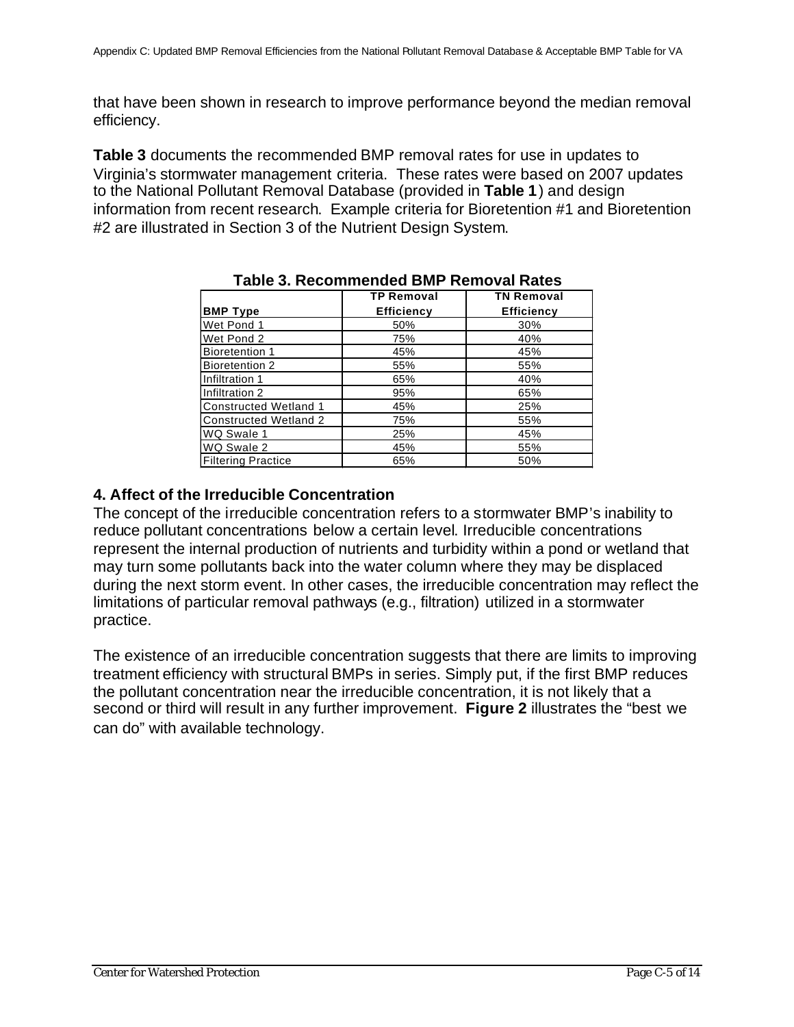that have been shown in research to improve performance beyond the median removal efficiency.

**Table 3** documents the recommended BMP removal rates for use in updates to Virginia's stormwater management criteria. These rates were based on 2007 updates to the National Pollutant Removal Database (provided in **Table 1**) and design information from recent research. Example criteria for Bioretention #1 and Bioretention #2 are illustrated in Section 3 of the Nutrient Design System.

**Table 3. Recommended BMP Removal Rates**

| BMP Type | TP Removal Efficiency | TN Removal Efficiency |
|---|---|---|
| Wet Pond 1 | 50% | 30% |
| Wet Pond 2 | 75% | 40% |
| Bioretention 1 | 45% | 45% |
| Bioretention 2 | 55% | 55% |
| Infiltration 1 | 65% | 40% |
| Infiltration 2 | 95% | 65% |
| Constructed Wetland 1 | 45% | 25% |
| Constructed Wetland 2 | 75% | 55% |
| WQ Swale 1 | 25% | 45% |
| WQ Swale 2 | 45% | 55% |
| Filtering Practice | 65% | 50% |

## 4. Affect of the Irreducible Concentration

The concept of the irreducible concentration refers to a stormwater BMP's inability to reduce pollutant concentrations below a certain level. Irreducible concentrations represent the internal production of nutrients and turbidity within a pond or wetland that may turn some pollutants back into the water column where they may be displaced during the next storm event. In other cases, the irreducible concentration may reflect the limitations of particular removal pathways (e.g., filtration) utilized in a stormwater practice.

The existence of an irreducible concentration suggests that there are limits to improving treatment efficiency with structural BMPs in series. Simply put, if the first BMP reduces the pollutant concentration near the irreducible concentration, it is not likely that a second or third will result in any further improvement. **Figure 2** illustrates the "best we can do" with available technology.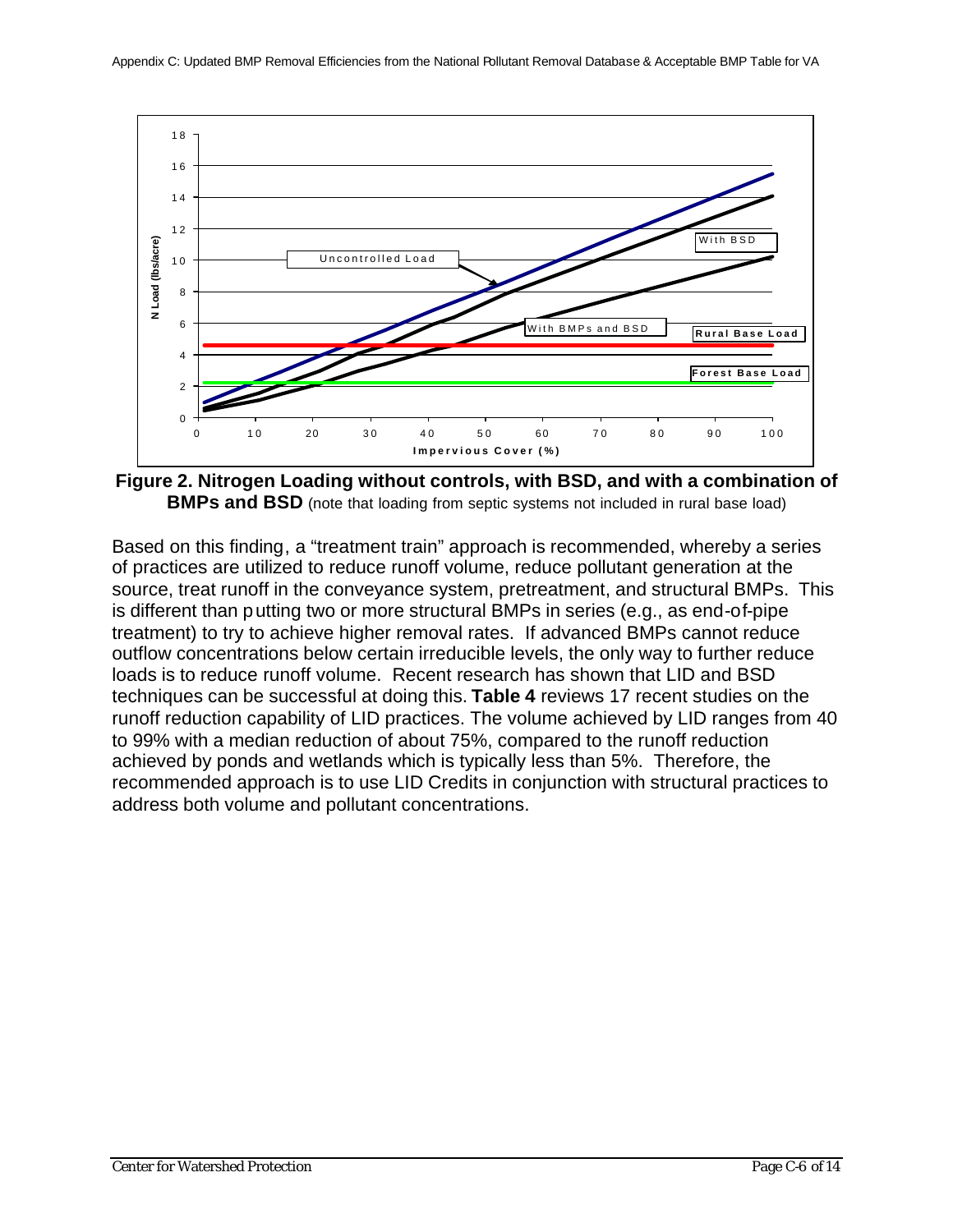**Figure 2. Nitrogen Loading without controls, with BSD, and with a combination of BMPs and BSD** (note that loading from septic systems not included in rural base load)

Based on this finding, a "treatment train" approach is recommended, whereby a series of practices are utilized to reduce runoff volume, reduce pollutant generation at the source, treat runoff in the conveyance system, pretreatment, and structural BMPs. This is different than putting two or more structural BMPs in series (e.g., as end-of-pipe treatment) to try to achieve higher removal rates. If advanced BMPs cannot reduce outflow concentrations below certain irreducible levels, the only way to further reduce loads is to reduce runoff volume. Recent research has shown that LID and BSD techniques can be successful at doing this. **Table 4** reviews 17 recent studies on the runoff reduction capability of LID practices. The volume achieved by LID ranges from 40 to 99% with a median reduction of about 75%, compared to the runoff reduction achieved by ponds and wetlands which is typically less than 5%. Therefore, the recommended approach is to use LID Credits in conjunction with structural practices to address both volume and pollutant concentrations.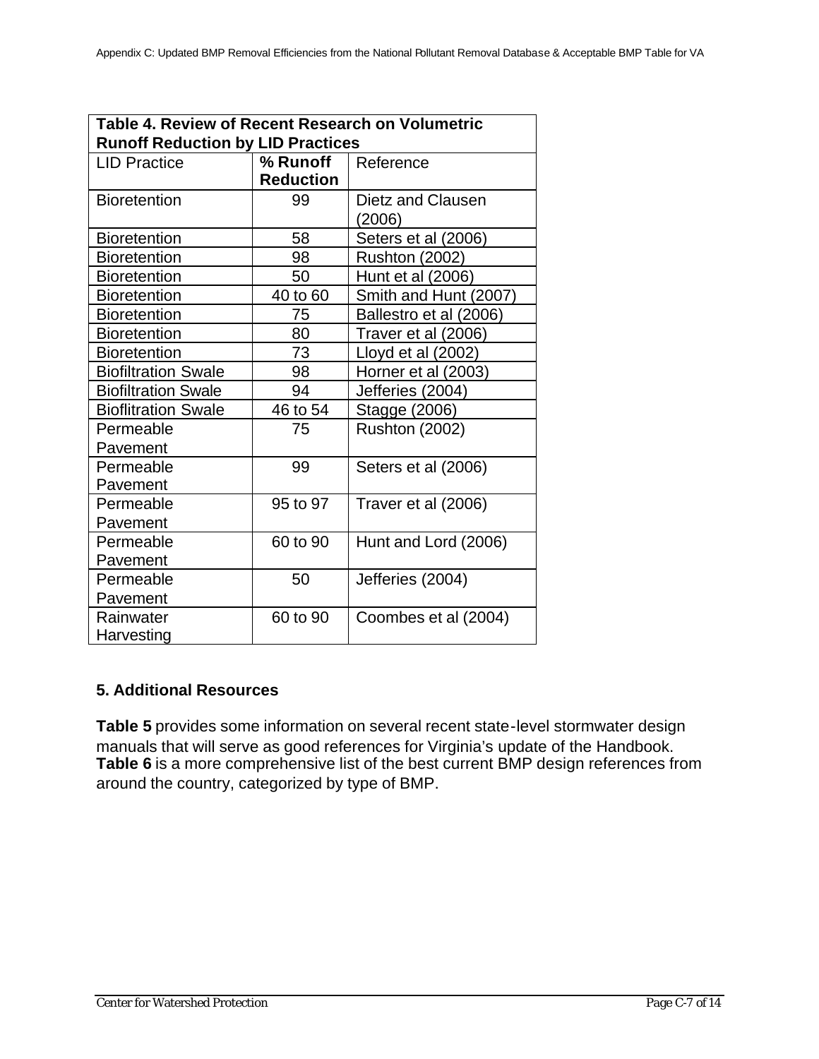| Table 4. Review of Recent Research on Volumetric Runoff Reduction by LID Practices | | |
|---|---|---|
| LID Practice | % Runoff Reduction | Reference |
| Bioretention | 99 | Dietz and Clausen (2006) |
| Bioretention | 58 | Seters et al (2006) |
| Bioretention | 98 | Rushton (2002) |
| Bioretention | 50 | Hunt et al (2006) |
| Bioretention | 40 to 60 | Smith and Hunt (2007) |
| Bioretention | 75 | Ballestro et al (2006) |
| Bioretention | 80 | Traver et al (2006) |
| Bioretention | 73 | Lloyd et al (2002) |
| Biofiltration Swale | 98 | Horner et al (2003) |
| Biofiltration Swale | 94 | Jefferies (2004) |
| Bioflitration Swale | 46 to 54 | Stagge (2006) |
| Permeable Pavement | 75 | Rushton (2002) |
| Permeable Pavement | 99 | Seters et al (2006) |
| Permeable Pavement | 95 to 97 | Traver et al (2006) |
| Permeable Pavement | 60 to 90 | Hunt and Lord (2006) |
| Permeable Pavement | 50 | Jefferies (2004) |
| Rainwater Harvesting | 60 to 90 | Coombes et al (2004) |

## 5. Additional Resources

**Table 5** provides some information on several recent state-level stormwater design manuals that will serve as good references for Virginia's update of the Handbook. **Table 6** is a more comprehensive list of the best current BMP design references from around the country, categorized by type of BMP.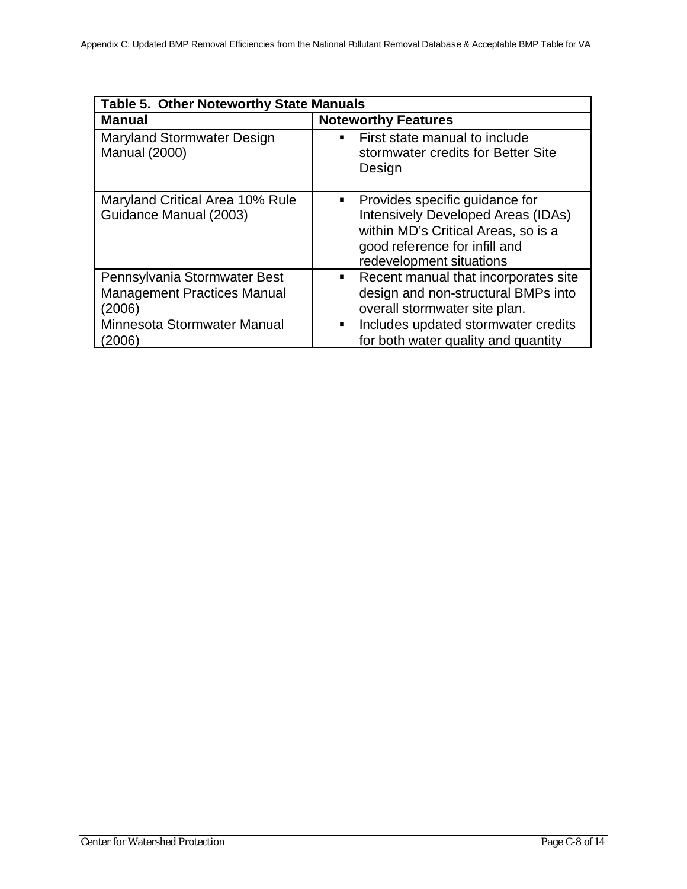| Table 5. Other Noteworthy State Manuals | |
|---|---|
| **Manual** | **Noteworthy Features** |
| Maryland Stormwater Design Manual (2000) | ▪ First state manual to include stormwater credits for Better Site Design |
| Maryland Critical Area 10% Rule Guidance Manual (2003) | ▪ Provides specific guidance for Intensively Developed Areas (IDAs) within MD's Critical Areas, so is a good reference for infill and redevelopment situations |
| Pennsylvania Stormwater Best Management Practices Manual (2006) | ▪ Recent manual that incorporates site design and non-structural BMPs into overall stormwater site plan. |
| Minnesota Stormwater Manual (2006) | ▪ Includes updated stormwater credits for both water quality and quantity |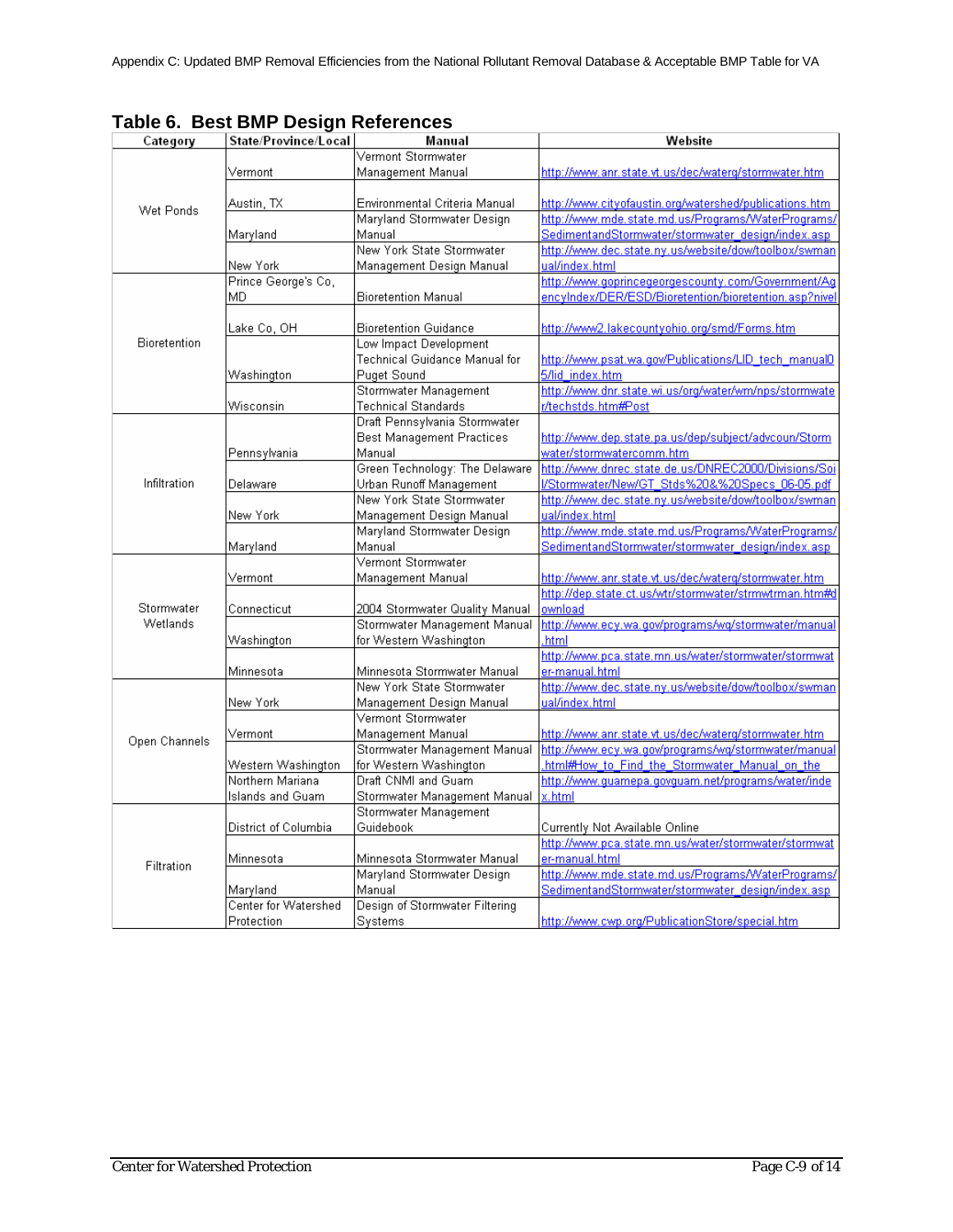## Table 6. Best BMP Design References

| Category | State/Province/Local | Manual | Website |
|---|---|---|---|
| Wet Ponds | Vermont | Vermont Stormwater Management Manual | http://www.anr.state.vt.us/dec/waterq/stormwater.htm |
| | Austin, TX | Environmental Criteria Manual | http://www.cityofaustin.org/watershed/publications.htm |
| | Maryland | Maryland Stormwater Design Manual | http://www.mde.state.md.us/Programs/WaterPrograms/SedimentandStormwater/stormwater_design/index.asp |
| | New York | New York State Stormwater Management Design Manual | http://www.dec.state.ny.us/website/dow/toolbox/swmanual/index.html |
| Bioretention | Prince George's Co, MD | Bioretention Manual | http://www.goprincegeorgescounty.com/Government/AgencyIndex/DER/ESD/Bioretention/bioretention.asp?nivel |
| | Lake Co, OH | Bioretention Guidance | http://www2.lakecountyohio.org/smd/Forms.htm |
| | Washington | Low Impact Development Technical Guidance Manual for Puget Sound | http://www.psat.wa.gov/Publications/LID_tech_manual05/lid_index.htm |
| | Wisconsin | Stormwater Management Technical Standards | http://www.dnr.state.wi.us/org/water/wm/nps/stormwater/techstds.htm#Post |
| Infiltration | Pennsylvania | Draft Pennsylvania Stormwater Best Management Practices Manual | http://www.dep.state.pa.us/dep/subject/advcoun/Stormwater/stormwatercomm.htm |
| | Delaware | Green Technology: The Delaware Urban Runoff Management | http://www.dnrec.state.de.us/DNREC2000/Divisions/Soil/Stormwater/New/GT_Stds%20&%20Specs_06-05.pdf |
| | New York | New York State Stormwater Management Design Manual | http://www.dec.state.ny.us/website/dow/toolbox/swmanual/index.html |
| | Maryland | Maryland Stormwater Design Manual | http://www.mde.state.md.us/Programs/WaterPrograms/SedimentandStormwater/stormwater_design/index.asp |
| Stormwater Wetlands | Vermont | Vermont Stormwater Management Manual | http://www.anr.state.vt.us/dec/waterq/stormwater.htm |
| | Connecticut | 2004 Stormwater Quality Manual | http://dep.state.ct.us/wtr/stormwater/strmwtrman.htm#download |
| | Washington | Stormwater Management Manual for Western Washington | http://www.ecy.wa.gov/programs/wq/stormwater/manual.html |
| | Minnesota | Minnesota Stormwater Manual | http://www.pca.state.mn.us/water/stormwater/stormwater-manual.html |
| Open Channels | New York | New York State Stormwater Management Design Manual | http://www.dec.state.ny.us/website/dow/toolbox/swmanual/index.html |
| | Vermont | Vermont Stormwater Management Manual | http://www.anr.state.vt.us/dec/waterq/stormwater.htm |
| | Western Washington | Stormwater Management Manual for Western Washington | http://www.ecy.wa.gov/programs/wq/stormwater/manual.html#How_to_Find_the_Stormwater_Manual_on_the |
| | Northern Mariana Islands and Guam | Draft CNMI and Guam Stormwater Management Manual | http://www.guamepa.govguam.net/programs/water/index.html |
| Filtration | District of Columbia | Stormwater Management Guidebook | Currently Not Available Online |
| | Minnesota | Minnesota Stormwater Manual | http://www.pca.state.mn.us/water/stormwater/stormwater-manual.html |
| | Maryland | Maryland Stormwater Design Manual | http://www.mde.state.md.us/Programs/WaterPrograms/SedimentandStormwater/stormwater_design/index.asp |
| | Center for Watershed Protection | Design of Stormwater Filtering Systems | http://www.cwp.org/PublicationStore/special.htm |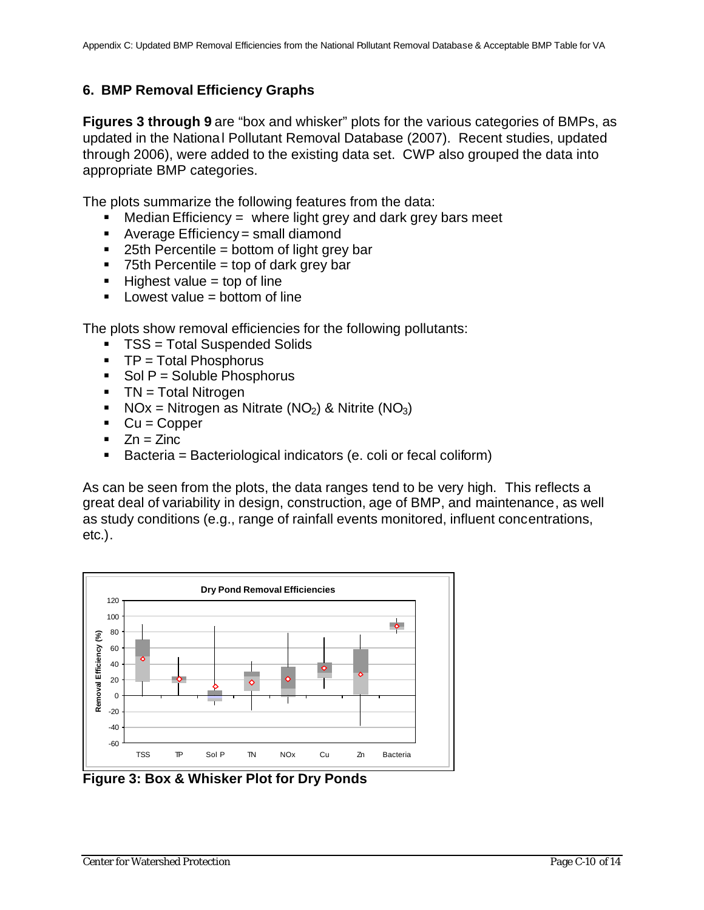## 6. BMP Removal Efficiency Graphs

**Figures 3 through 9** are "box and whisker" plots for the various categories of BMPs, as updated in the National Pollutant Removal Database (2007). Recent studies, updated through 2006), were added to the existing data set. CWP also grouped the data into appropriate BMP categories.

The plots summarize the following features from the data:

- Median Efficiency = where light grey and dark grey bars meet
- Average Efficiency = small diamond
- 25th Percentile = bottom of light grey bar
- 75th Percentile = top of dark grey bar
- Highest value = top of line
- Lowest value = bottom of line

The plots show removal efficiencies for the following pollutants:

- TSS = Total Suspended Solids
- TP = Total Phosphorus
- Sol P = Soluble Phosphorus
- TN = Total Nitrogen
- NOx = Nitrogen as Nitrate ($NO_2$) & Nitrite ($NO_3$)
- Cu = Copper
- Zn = Zinc
- Bacteria = Bacteriological indicators (e. coli or fecal coliform)

As can be seen from the plots, the data ranges tend to be very high. This reflects a great deal of variability in design, construction, age of BMP, and maintenance, as well as study conditions (e.g., range of rainfall events monitored, influent concentrations, etc.).

**Figure 3: Box & Whisker Plot for Dry Ponds**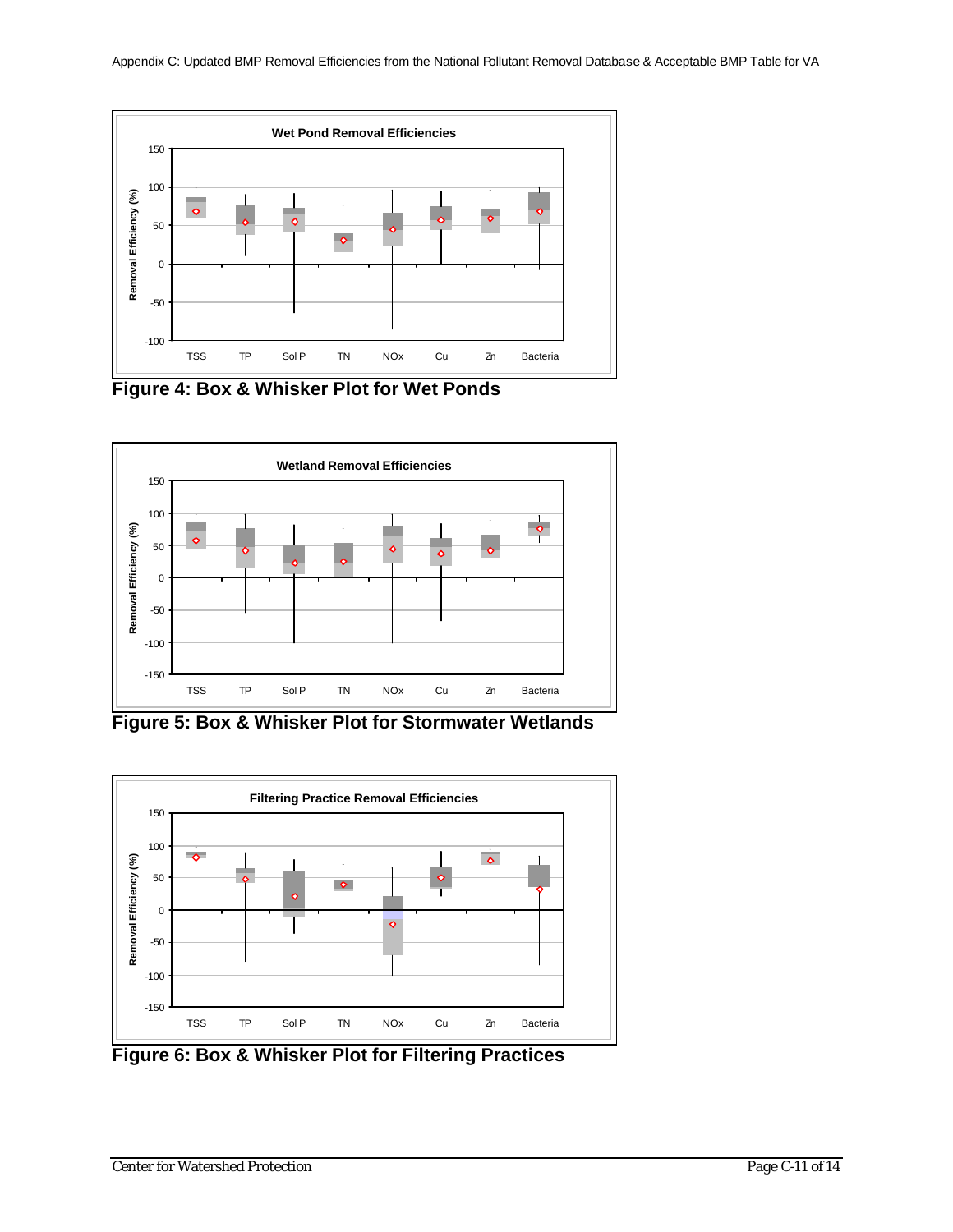Figure 4: Box & Whisker Plot for Wet Ponds

Figure 5: Box & Whisker Plot for Stormwater Wetlands

Figure 6: Box & Whisker Plot for Filtering Practices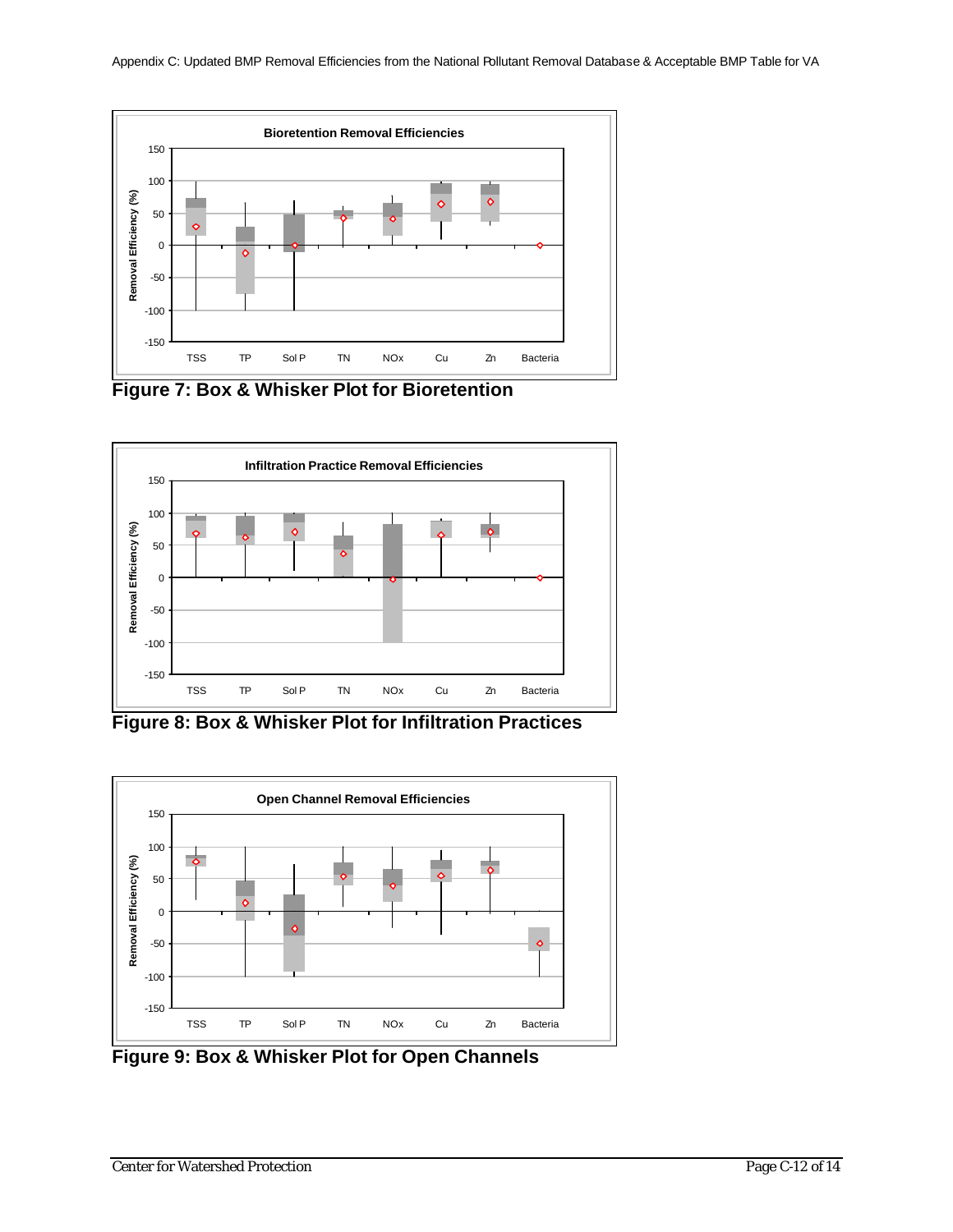Figure 7: Box & Whisker Plot for Bioretention

Figure 8: Box & Whisker Plot for Infiltration Practices

Figure 9: Box & Whisker Plot for Open Channels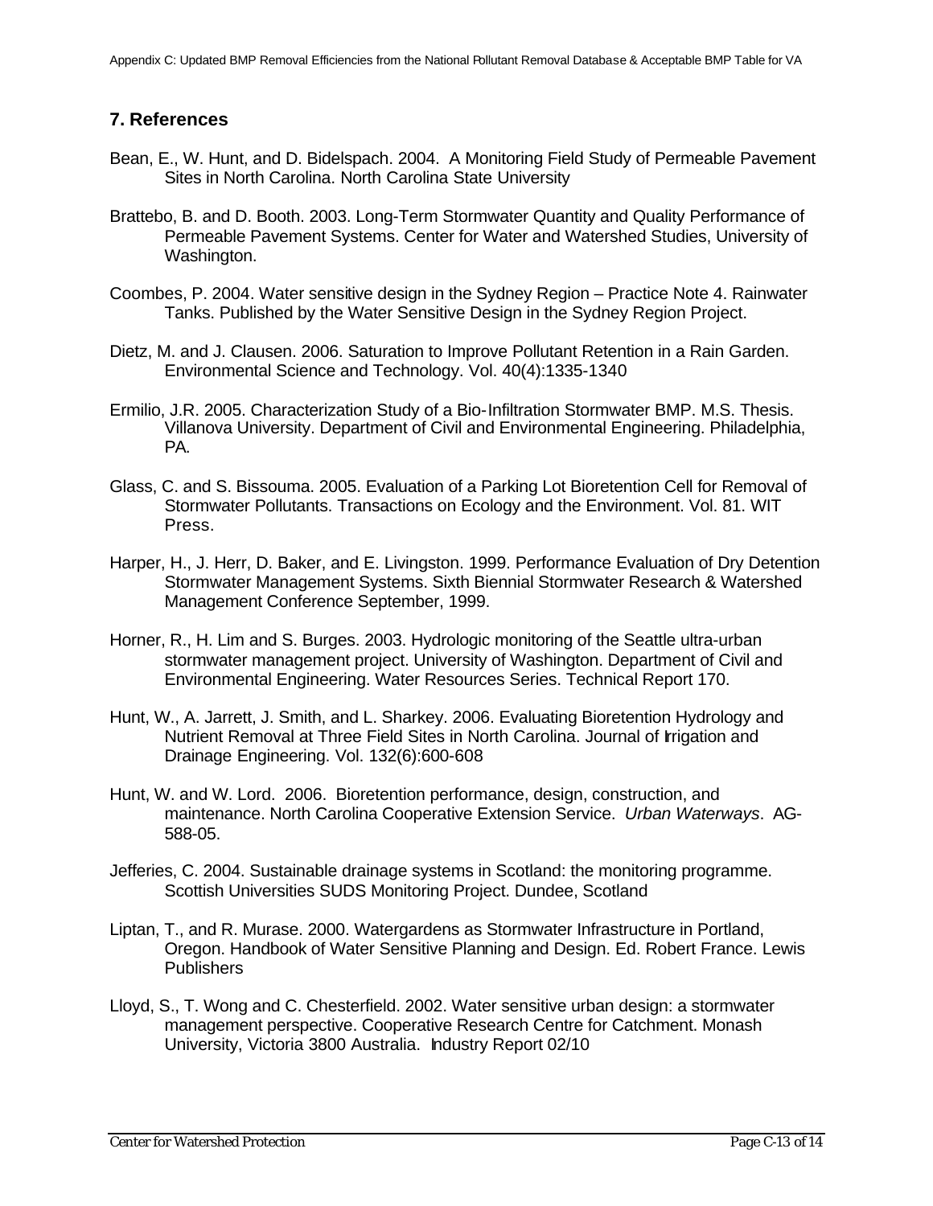## 7. References

Bean, E., W. Hunt, and D. Bidelspach. 2004. A Monitoring Field Study of Permeable Pavement Sites in North Carolina. North Carolina State University

Brattebo, B. and D. Booth. 2003. Long-Term Stormwater Quantity and Quality Performance of Permeable Pavement Systems. Center for Water and Watershed Studies, University of Washington.

Coombes, P. 2004. Water sensitive design in the Sydney Region – Practice Note 4. Rainwater Tanks. Published by the Water Sensitive Design in the Sydney Region Project.

Dietz, M. and J. Clausen. 2006. Saturation to Improve Pollutant Retention in a Rain Garden. Environmental Science and Technology. Vol. 40(4):1335-1340

Ermilio, J.R. 2005. Characterization Study of a Bio-Infiltration Stormwater BMP. M.S. Thesis. Villanova University. Department of Civil and Environmental Engineering. Philadelphia, PA.

Glass, C. and S. Bissouma. 2005. Evaluation of a Parking Lot Bioretention Cell for Removal of Stormwater Pollutants. Transactions on Ecology and the Environment. Vol. 81. WIT Press.

Harper, H., J. Herr, D. Baker, and E. Livingston. 1999. Performance Evaluation of Dry Detention Stormwater Management Systems. Sixth Biennial Stormwater Research & Watershed Management Conference September, 1999.

Horner, R., H. Lim and S. Burges. 2003. Hydrologic monitoring of the Seattle ultra-urban stormwater management project. University of Washington. Department of Civil and Environmental Engineering. Water Resources Series. Technical Report 170.

Hunt, W., A. Jarrett, J. Smith, and L. Sharkey. 2006. Evaluating Bioretention Hydrology and Nutrient Removal at Three Field Sites in North Carolina. Journal of Irrigation and Drainage Engineering. Vol. 132(6):600-608

Hunt, W. and W. Lord. 2006. Bioretention performance, design, construction, and maintenance. North Carolina Cooperative Extension Service. *Urban Waterways*. AG-588-05.

Jefferies, C. 2004. Sustainable drainage systems in Scotland: the monitoring programme. Scottish Universities SUDS Monitoring Project. Dundee, Scotland

Liptan, T., and R. Murase. 2000. Watergardens as Stormwater Infrastructure in Portland, Oregon. Handbook of Water Sensitive Planning and Design. Ed. Robert France. Lewis Publishers

Lloyd, S., T. Wong and C. Chesterfield. 2002. Water sensitive urban design: a stormwater management perspective. Cooperative Research Centre for Catchment. Monash University, Victoria 3800 Australia. Industry Report 02/10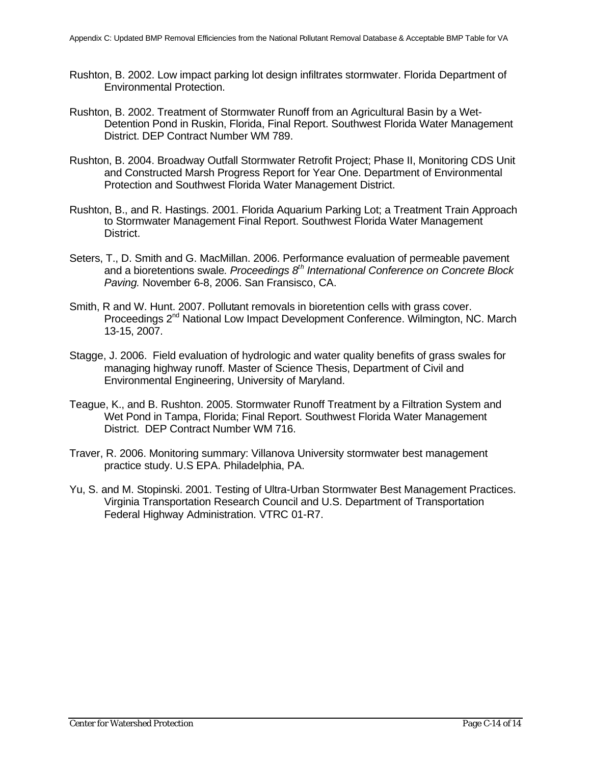Rushton, B. 2002. Low impact parking lot design infiltrates stormwater. Florida Department of Environmental Protection.

Rushton, B. 2002. Treatment of Stormwater Runoff from an Agricultural Basin by a Wet-Detention Pond in Ruskin, Florida, Final Report. Southwest Florida Water Management District. DEP Contract Number WM 789.

Rushton, B. 2004. Broadway Outfall Stormwater Retrofit Project; Phase II, Monitoring CDS Unit and Constructed Marsh Progress Report for Year One. Department of Environmental Protection and Southwest Florida Water Management District.

Rushton, B., and R. Hastings. 2001. Florida Aquarium Parking Lot; a Treatment Train Approach to Stormwater Management Final Report. Southwest Florida Water Management District.

Seters, T., D. Smith and G. MacMillan. 2006. Performance evaluation of permeable pavement and a bioretentions swale. *Proceedings 8th International Conference on Concrete Block Paving.* November 6-8, 2006. San Fransisco, CA.

Smith, R and W. Hunt. 2007. Pollutant removals in bioretention cells with grass cover. Proceedings 2nd National Low Impact Development Conference. Wilmington, NC. March 13-15, 2007.

Stagge, J. 2006. Field evaluation of hydrologic and water quality benefits of grass swales for managing highway runoff. Master of Science Thesis, Department of Civil and Environmental Engineering, University of Maryland.

Teague, K., and B. Rushton. 2005. Stormwater Runoff Treatment by a Filtration System and Wet Pond in Tampa, Florida; Final Report. Southwest Florida Water Management District. DEP Contract Number WM 716.

Traver, R. 2006. Monitoring summary: Villanova University stormwater best management practice study. U.S EPA. Philadelphia, PA.

Yu, S. and M. Stopinski. 2001. Testing of Ultra-Urban Stormwater Best Management Practices. Virginia Transportation Research Council and U.S. Department of Transportation Federal Highway Administration. VTRC 01-R7.